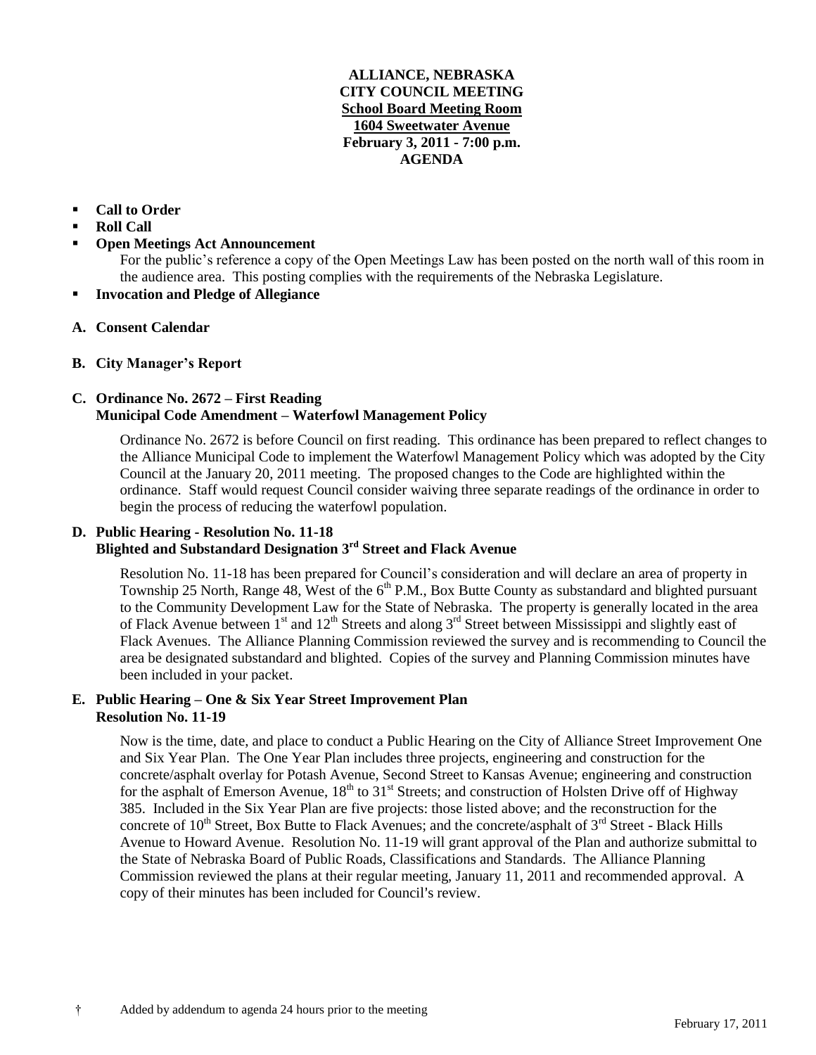**ALLIANCE, NEBRASKA**
**CITY COUNCIL MEETING**
**School Board Meeting Room**
**1604 Sweetwater Avenue**
**February 3, 2011 - 7:00 p.m.**
**AGENDA**

- **Call to Order**
- **Roll Call**
- **Open Meetings Act Announcement**
  For the public's reference a copy of the Open Meetings Law has been posted on the north wall of this room in the audience area. This posting complies with the requirements of the Nebraska Legislature.
- **Invocation and Pledge of Allegiance**

**A. Consent Calendar**

**B. City Manager's Report**

**C. Ordinance No. 2672 – First Reading**
**Municipal Code Amendment – Waterfowl Management Policy**

Ordinance No. 2672 is before Council on first reading. This ordinance has been prepared to reflect changes to the Alliance Municipal Code to implement the Waterfowl Management Policy which was adopted by the City Council at the January 20, 2011 meeting. The proposed changes to the Code are highlighted within the ordinance. Staff would request Council consider waiving three separate readings of the ordinance in order to begin the process of reducing the waterfowl population.

**D. Public Hearing - Resolution No. 11-18**
**Blighted and Substandard Designation 3rd Street and Flack Avenue**

Resolution No. 11-18 has been prepared for Council's consideration and will declare an area of property in Township 25 North, Range 48, West of the 6th P.M., Box Butte County as substandard and blighted pursuant to the Community Development Law for the State of Nebraska. The property is generally located in the area of Flack Avenue between 1st and 12th Streets and along 3rd Street between Mississippi and slightly east of Flack Avenues. The Alliance Planning Commission reviewed the survey and is recommending to Council the area be designated substandard and blighted. Copies of the survey and Planning Commission minutes have been included in your packet.

**E. Public Hearing – One & Six Year Street Improvement Plan**
**Resolution No. 11-19**

Now is the time, date, and place to conduct a Public Hearing on the City of Alliance Street Improvement One and Six Year Plan. The One Year Plan includes three projects, engineering and construction for the concrete/asphalt overlay for Potash Avenue, Second Street to Kansas Avenue; engineering and construction for the asphalt of Emerson Avenue, 18th to 31st Streets; and construction of Holsten Drive off of Highway 385. Included in the Six Year Plan are five projects: those listed above; and the reconstruction for the concrete of 10th Street, Box Butte to Flack Avenues; and the concrete/asphalt of 3rd Street - Black Hills Avenue to Howard Avenue. Resolution No. 11-19 will grant approval of the Plan and authorize submittal to the State of Nebraska Board of Public Roads, Classifications and Standards. The Alliance Planning Commission reviewed the plans at their regular meeting, January 11, 2011 and recommended approval. A copy of their minutes has been included for Council's review.

† Added by addendum to agenda 24 hours prior to the meeting

February 17, 2011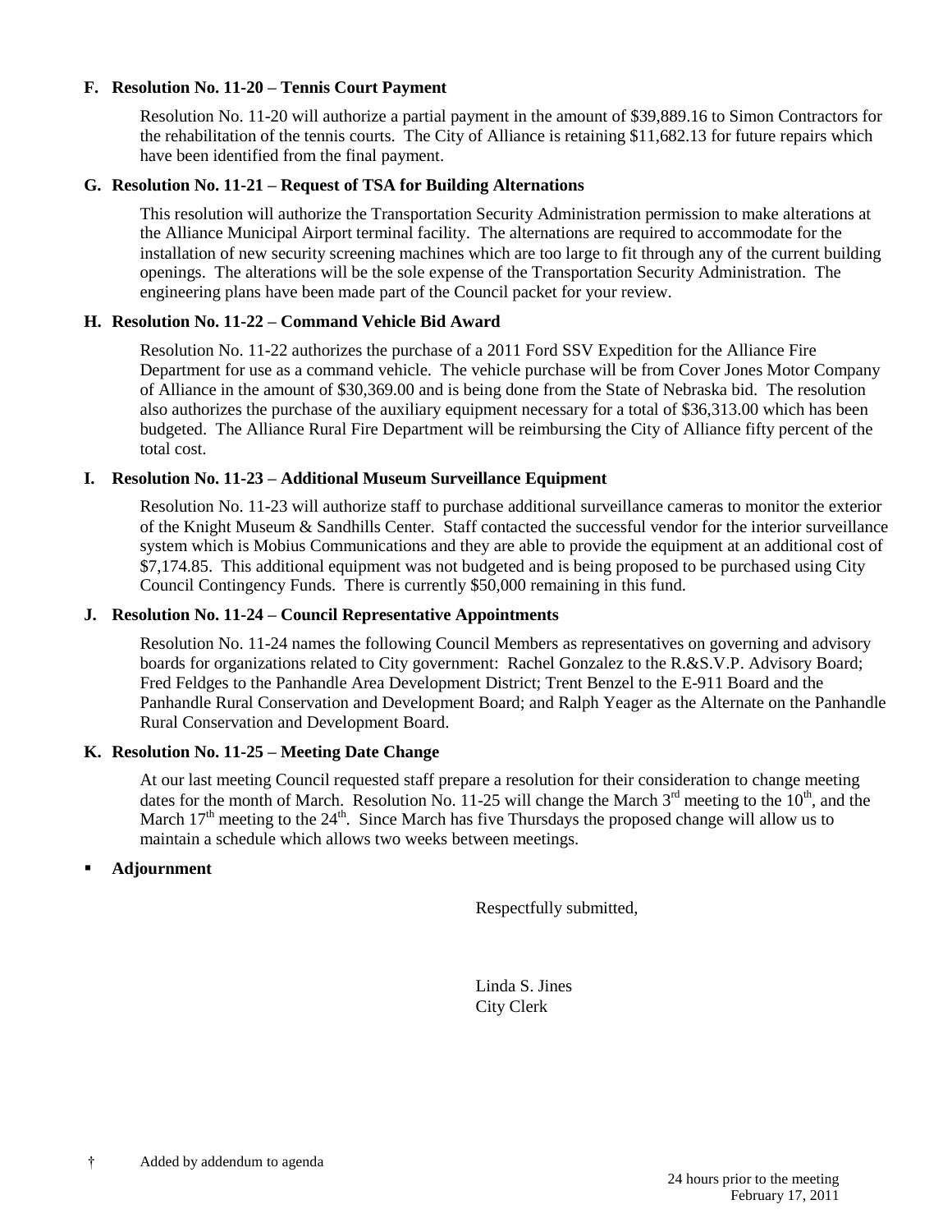**F. Resolution No. 11-20 – Tennis Court Payment**

Resolution No. 11-20 will authorize a partial payment in the amount of $39,889.16 to Simon Contractors for the rehabilitation of the tennis courts. The City of Alliance is retaining $11,682.13 for future repairs which have been identified from the final payment.

**G. Resolution No. 11-21 – Request of TSA for Building Alternations**

This resolution will authorize the Transportation Security Administration permission to make alterations at the Alliance Municipal Airport terminal facility. The alternations are required to accommodate for the installation of new security screening machines which are too large to fit through any of the current building openings. The alterations will be the sole expense of the Transportation Security Administration. The engineering plans have been made part of the Council packet for your review.

**H. Resolution No. 11-22 – Command Vehicle Bid Award**

Resolution No. 11-22 authorizes the purchase of a 2011 Ford SSV Expedition for the Alliance Fire Department for use as a command vehicle. The vehicle purchase will be from Cover Jones Motor Company of Alliance in the amount of $30,369.00 and is being done from the State of Nebraska bid. The resolution also authorizes the purchase of the auxiliary equipment necessary for a total of $36,313.00 which has been budgeted. The Alliance Rural Fire Department will be reimbursing the City of Alliance fifty percent of the total cost.

**I. Resolution No. 11-23 – Additional Museum Surveillance Equipment**

Resolution No. 11-23 will authorize staff to purchase additional surveillance cameras to monitor the exterior of the Knight Museum & Sandhills Center. Staff contacted the successful vendor for the interior surveillance system which is Mobius Communications and they are able to provide the equipment at an additional cost of $7,174.85. This additional equipment was not budgeted and is being proposed to be purchased using City Council Contingency Funds. There is currently $50,000 remaining in this fund.

**J. Resolution No. 11-24 – Council Representative Appointments**

Resolution No. 11-24 names the following Council Members as representatives on governing and advisory boards for organizations related to City government: Rachel Gonzalez to the R.&S.V.P. Advisory Board; Fred Feldges to the Panhandle Area Development District; Trent Benzel to the E-911 Board and the Panhandle Rural Conservation and Development Board; and Ralph Yeager as the Alternate on the Panhandle Rural Conservation and Development Board.

**K. Resolution No. 11-25 – Meeting Date Change**

At our last meeting Council requested staff prepare a resolution for their consideration to change meeting dates for the month of March. Resolution No. 11-25 will change the March 3rd meeting to the 10th, and the March 17th meeting to the 24th. Since March has five Thursdays the proposed change will allow us to maintain a schedule which allows two weeks between meetings.

- **Adjournment**

Respectfully submitted,

Linda S. Jines
City Clerk

† Added by addendum to agenda

24 hours prior to the meeting
February 17, 2011